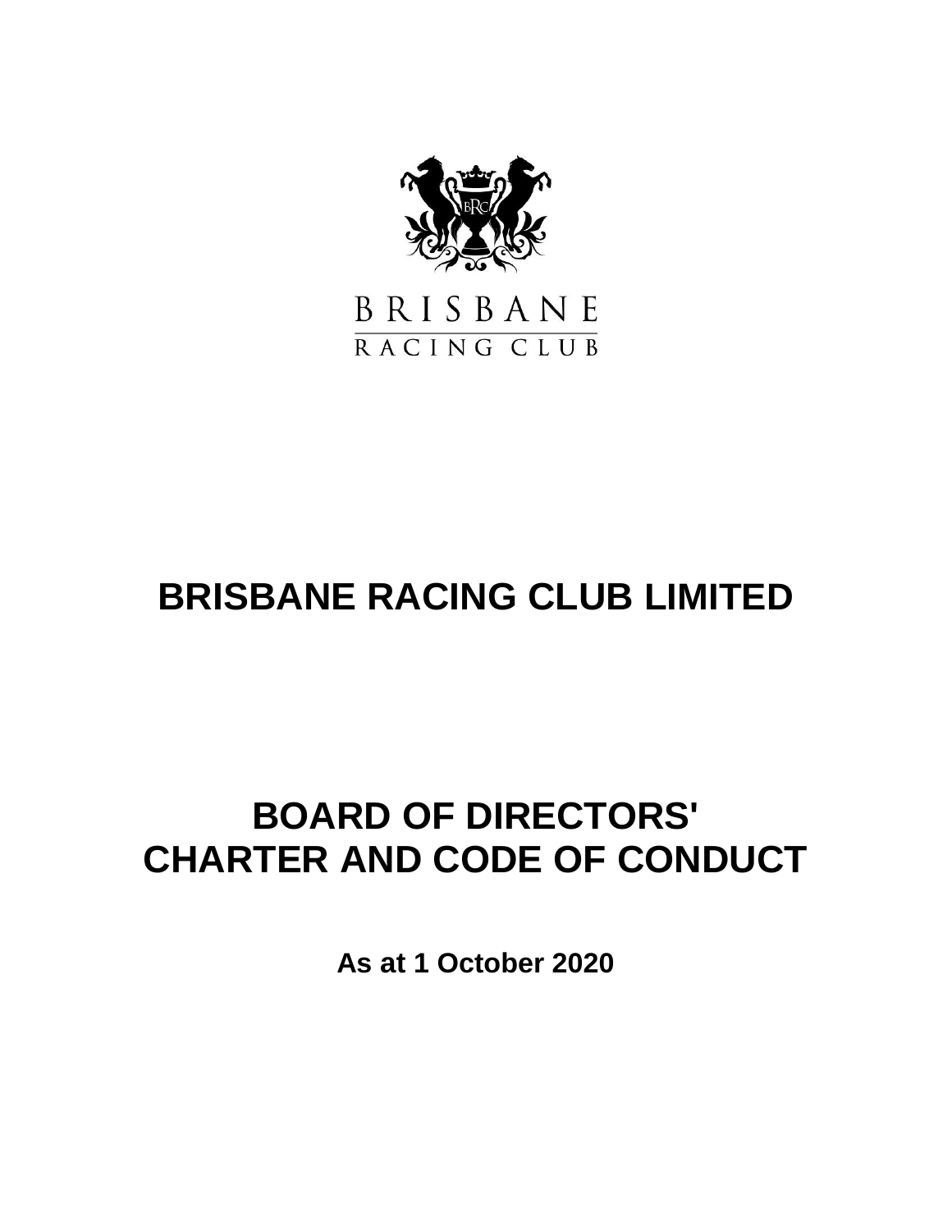BRISBANE
RACING CLUB

# BRISBANE RACING CLUB LIMITED

# BOARD OF DIRECTORS' CHARTER AND CODE OF CONDUCT

**As at 1 October 2020**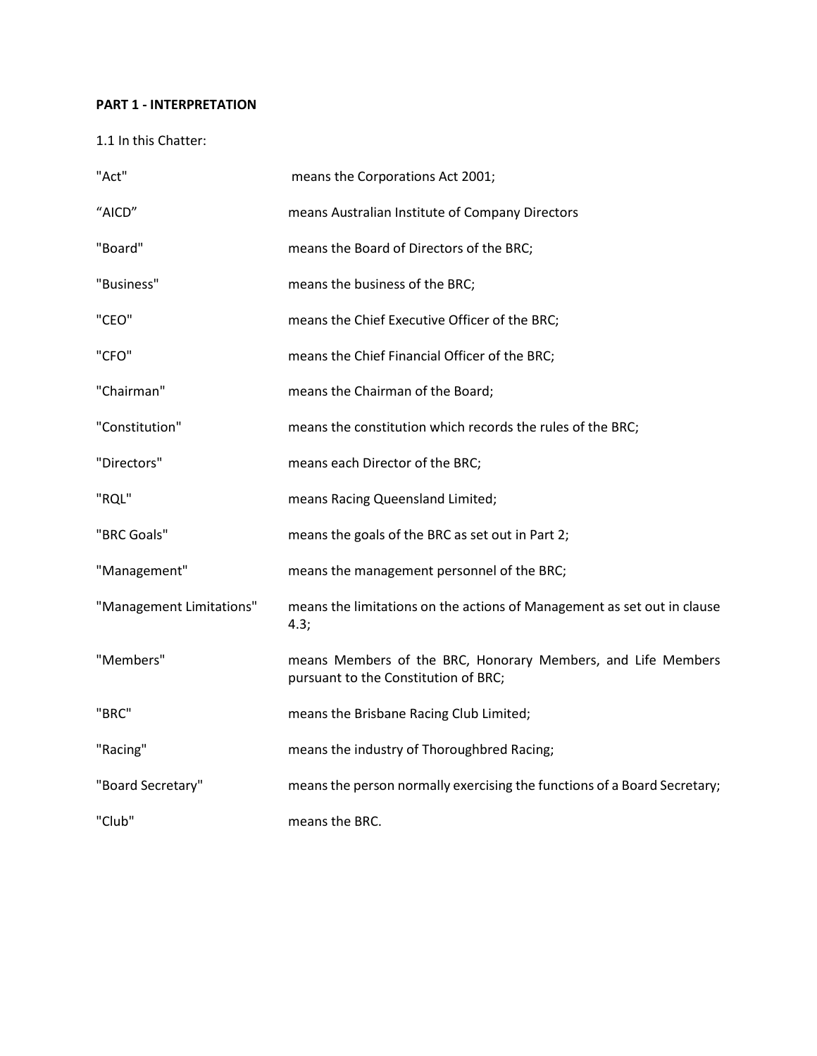**PART 1 - INTERPRETATION**

1.1 In this Chatter:

| | |
|---|---|
| "Act" | means the Corporations Act 2001; |
| “AICD” | means Australian Institute of Company Directors |
| "Board" | means the Board of Directors of the BRC; |
| "Business" | means the business of the BRC; |
| "CEO" | means the Chief Executive Officer of the BRC; |
| "CFO" | means the Chief Financial Officer of the BRC; |
| "Chairman" | means the Chairman of the Board; |
| "Constitution" | means the constitution which records the rules of the BRC; |
| "Directors" | means each Director of the BRC; |
| "RQL" | means Racing Queensland Limited; |
| "BRC Goals" | means the goals of the BRC as set out in Part 2; |
| "Management" | means the management personnel of the BRC; |
| "Management Limitations" | means the limitations on the actions of Management as set out in clause 4.3; |
| "Members" | means Members of the BRC, Honorary Members, and Life Members pursuant to the Constitution of BRC; |
| "BRC" | means the Brisbane Racing Club Limited; |
| "Racing" | means the industry of Thoroughbred Racing; |
| "Board Secretary" | means the person normally exercising the functions of a Board Secretary; |
| "Club" | means the BRC. |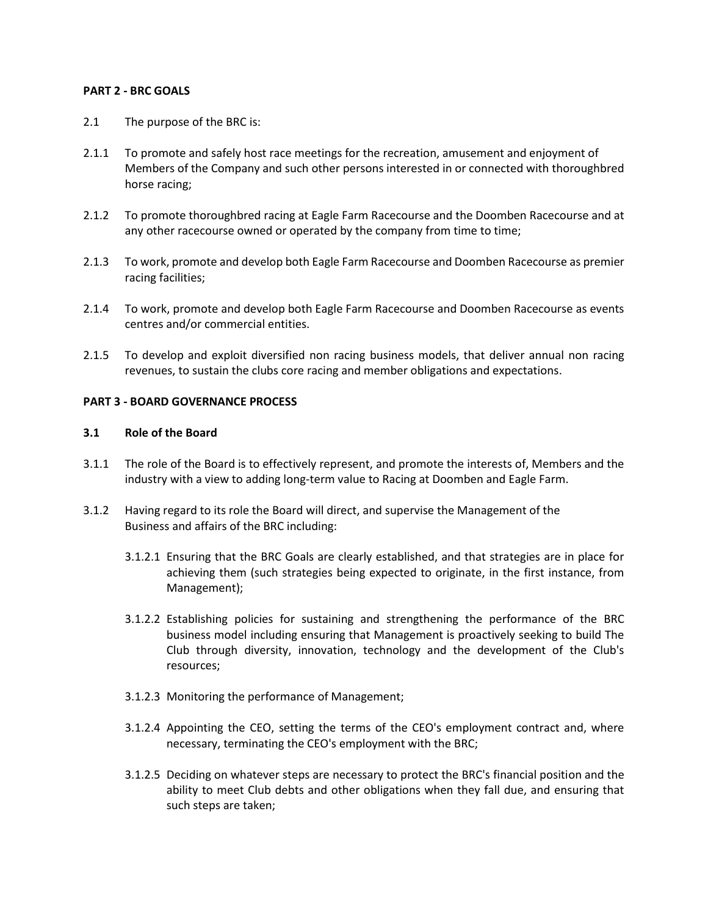**PART 2 - BRC GOALS**

2.1 The purpose of the BRC is:

2.1.1 To promote and safely host race meetings for the recreation, amusement and enjoyment of Members of the Company and such other persons interested in or connected with thoroughbred horse racing;

2.1.2 To promote thoroughbred racing at Eagle Farm Racecourse and the Doomben Racecourse and at any other racecourse owned or operated by the company from time to time;

2.1.3 To work, promote and develop both Eagle Farm Racecourse and Doomben Racecourse as premier racing facilities;

2.1.4 To work, promote and develop both Eagle Farm Racecourse and Doomben Racecourse as events centres and/or commercial entities.

2.1.5 To develop and exploit diversified non racing business models, that deliver annual non racing revenues, to sustain the clubs core racing and member obligations and expectations.

**PART 3 - BOARD GOVERNANCE PROCESS**

**3.1 Role of the Board**

3.1.1 The role of the Board is to effectively represent, and promote the interests of, Members and the industry with a view to adding long-term value to Racing at Doomben and Eagle Farm.

3.1.2 Having regard to its role the Board will direct, and supervise the Management of the Business and affairs of the BRC including:

3.1.2.1 Ensuring that the BRC Goals are clearly established, and that strategies are in place for achieving them (such strategies being expected to originate, in the first instance, from Management);

3.1.2.2 Establishing policies for sustaining and strengthening the performance of the BRC business model including ensuring that Management is proactively seeking to build The Club through diversity, innovation, technology and the development of the Club's resources;

3.1.2.3 Monitoring the performance of Management;

3.1.2.4 Appointing the CEO, setting the terms of the CEO's employment contract and, where necessary, terminating the CEO's employment with the BRC;

3.1.2.5 Deciding on whatever steps are necessary to protect the BRC's financial position and the ability to meet Club debts and other obligations when they fall due, and ensuring that such steps are taken;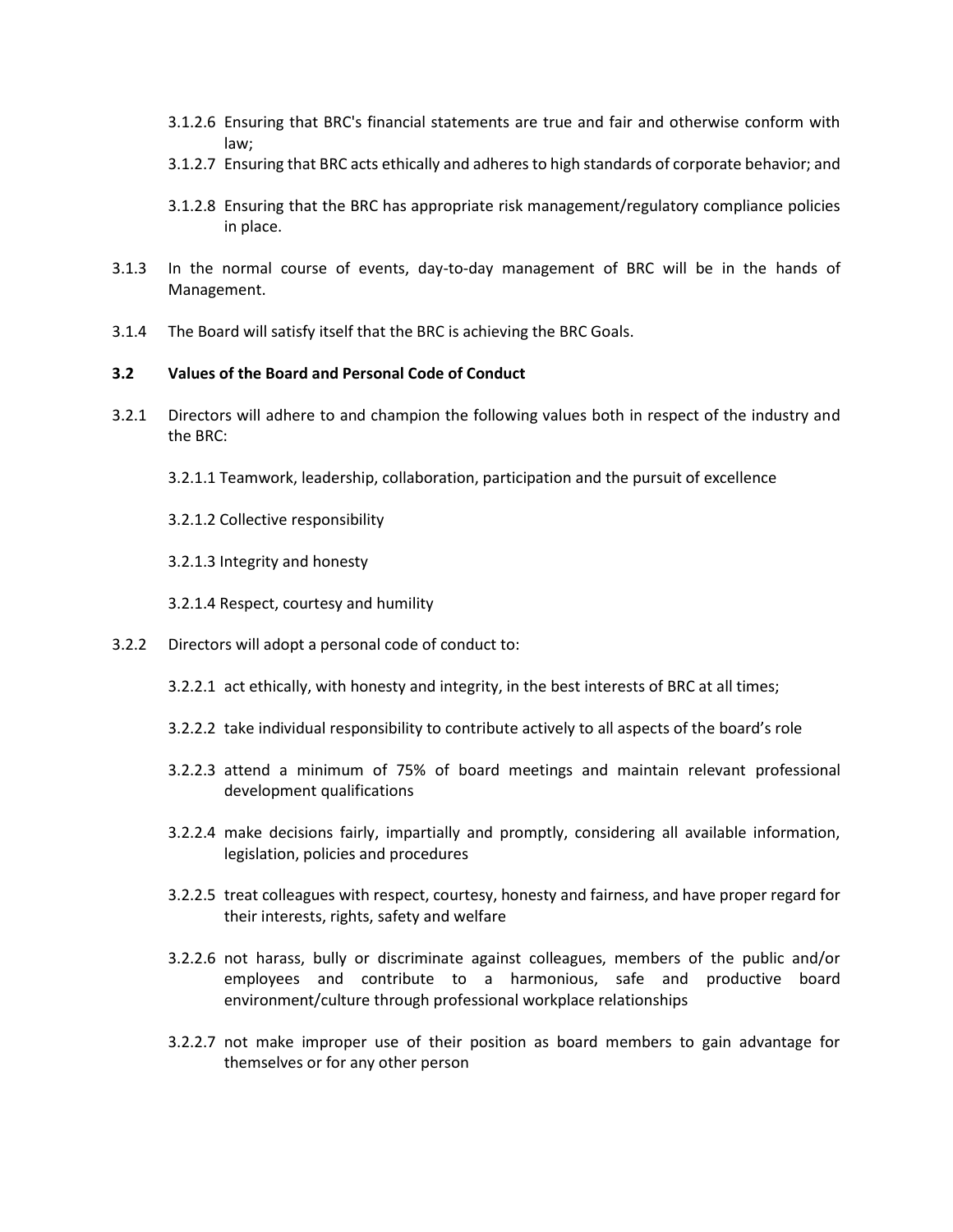3.1.2.6 Ensuring that BRC's financial statements are true and fair and otherwise conform with law;

3.1.2.7 Ensuring that BRC acts ethically and adheres to high standards of corporate behavior; and

3.1.2.8 Ensuring that the BRC has appropriate risk management/regulatory compliance policies in place.

3.1.3 In the normal course of events, day-to-day management of BRC will be in the hands of Management.

3.1.4 The Board will satisfy itself that the BRC is achieving the BRC Goals.

**3.2 Values of the Board and Personal Code of Conduct**

3.2.1 Directors will adhere to and champion the following values both in respect of the industry and the BRC:

3.2.1.1 Teamwork, leadership, collaboration, participation and the pursuit of excellence

3.2.1.2 Collective responsibility

3.2.1.3 Integrity and honesty

3.2.1.4 Respect, courtesy and humility

3.2.2 Directors will adopt a personal code of conduct to:

3.2.2.1 act ethically, with honesty and integrity, in the best interests of BRC at all times;

3.2.2.2 take individual responsibility to contribute actively to all aspects of the board's role

3.2.2.3 attend a minimum of 75% of board meetings and maintain relevant professional development qualifications

3.2.2.4 make decisions fairly, impartially and promptly, considering all available information, legislation, policies and procedures

3.2.2.5 treat colleagues with respect, courtesy, honesty and fairness, and have proper regard for their interests, rights, safety and welfare

3.2.2.6 not harass, bully or discriminate against colleagues, members of the public and/or employees and contribute to a harmonious, safe and productive board environment/culture through professional workplace relationships

3.2.2.7 not make improper use of their position as board members to gain advantage for themselves or for any other person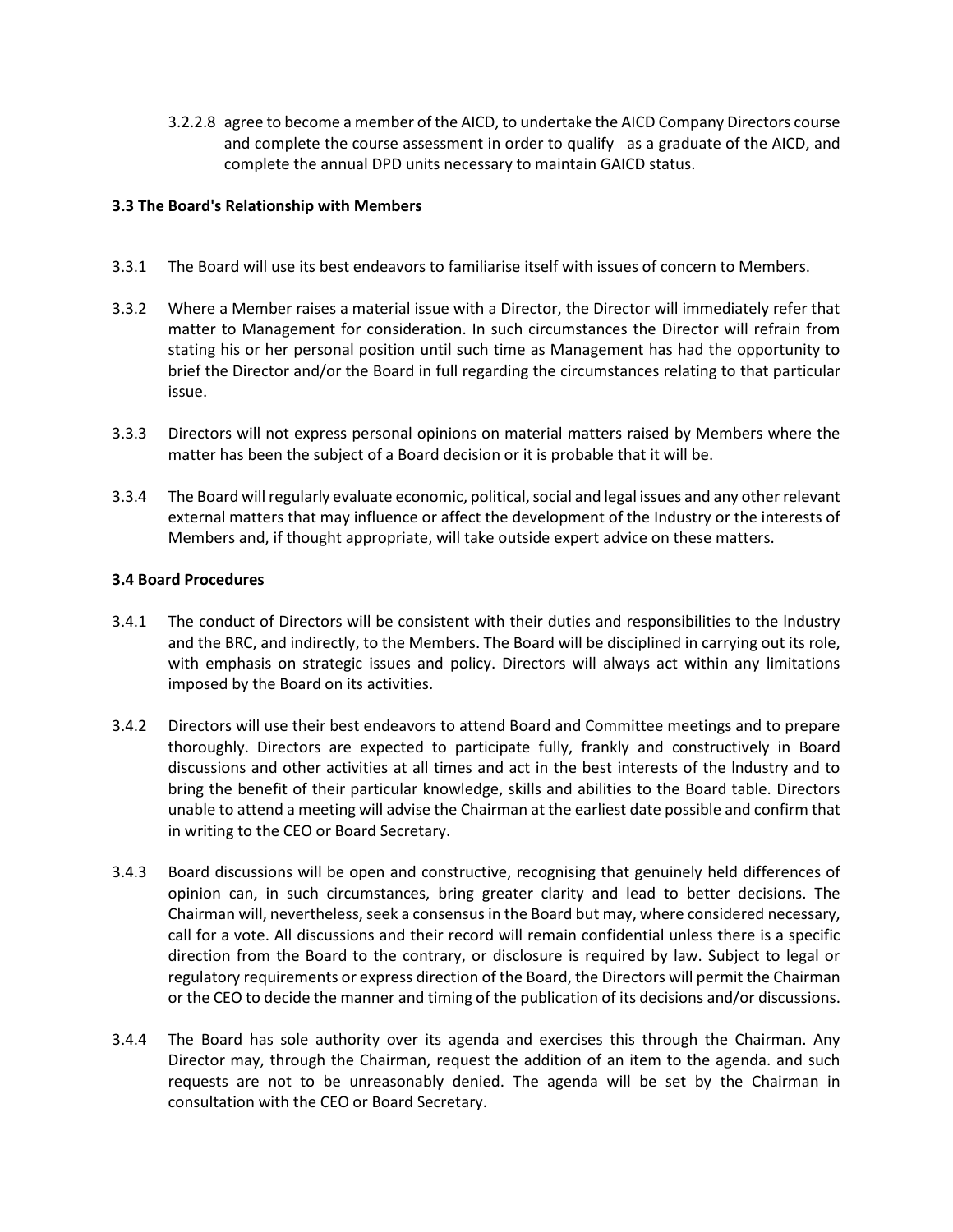3.2.2.8 agree to become a member of the AICD, to undertake the AICD Company Directors course and complete the course assessment in order to qualify as a graduate of the AICD, and complete the annual DPD units necessary to maintain GAICD status.

**3.3 The Board's Relationship with Members**

3.3.1 The Board will use its best endeavors to familiarise itself with issues of concern to Members.

3.3.2 Where a Member raises a material issue with a Director, the Director will immediately refer that matter to Management for consideration. In such circumstances the Director will refrain from stating his or her personal position until such time as Management has had the opportunity to brief the Director and/or the Board in full regarding the circumstances relating to that particular issue.

3.3.3 Directors will not express personal opinions on material matters raised by Members where the matter has been the subject of a Board decision or it is probable that it will be.

3.3.4 The Board will regularly evaluate economic, political, social and legal issues and any other relevant external matters that may influence or affect the development of the Industry or the interests of Members and, if thought appropriate, will take outside expert advice on these matters.

**3.4 Board Procedures**

3.4.1 The conduct of Directors will be consistent with their duties and responsibilities to the lndustry and the BRC, and indirectly, to the Members. The Board will be disciplined in carrying out its role, with emphasis on strategic issues and policy. Directors will always act within any limitations imposed by the Board on its activities.

3.4.2 Directors will use their best endeavors to attend Board and Committee meetings and to prepare thoroughly. Directors are expected to participate fully, frankly and constructively in Board discussions and other activities at all times and act in the best interests of the lndustry and to bring the benefit of their particular knowledge, skills and abilities to the Board table. Directors unable to attend a meeting will advise the Chairman at the earliest date possible and confirm that in writing to the CEO or Board Secretary.

3.4.3 Board discussions will be open and constructive, recognising that genuinely held differences of opinion can, in such circumstances, bring greater clarity and lead to better decisions. The Chairman will, nevertheless, seek a consensus in the Board but may, where considered necessary, call for a vote. All discussions and their record will remain confidential unless there is a specific direction from the Board to the contrary, or disclosure is required by law. Subject to legal or regulatory requirements or express direction of the Board, the Directors will permit the Chairman or the CEO to decide the manner and timing of the publication of its decisions and/or discussions.

3.4.4 The Board has sole authority over its agenda and exercises this through the Chairman. Any Director may, through the Chairman, request the addition of an item to the agenda. and such requests are not to be unreasonably denied. The agenda will be set by the Chairman in consultation with the CEO or Board Secretary.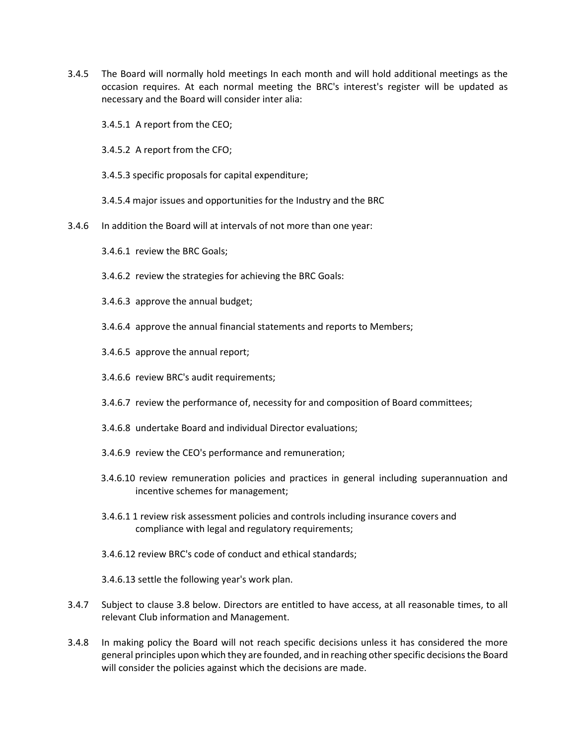3.4.5 The Board will normally hold meetings In each month and will hold additional meetings as the occasion requires. At each normal meeting the BRC's interest's register will be updated as necessary and the Board will consider inter alia:

3.4.5.1 A report from the CEO;

3.4.5.2 A report from the CFO;

3.4.5.3 specific proposals for capital expenditure;

3.4.5.4 major issues and opportunities for the Industry and the BRC

3.4.6 In addition the Board will at intervals of not more than one year:

3.4.6.1 review the BRC Goals;

3.4.6.2 review the strategies for achieving the BRC Goals:

3.4.6.3 approve the annual budget;

3.4.6.4 approve the annual financial statements and reports to Members;

3.4.6.5 approve the annual report;

3.4.6.6 review BRC's audit requirements;

3.4.6.7 review the performance of, necessity for and composition of Board committees;

3.4.6.8 undertake Board and individual Director evaluations;

3.4.6.9 review the CEO's performance and remuneration;

3.4.6.10 review remuneration policies and practices in general including superannuation and incentive schemes for management;

3.4.6.1 1 review risk assessment policies and controls including insurance covers and compliance with legal and regulatory requirements;

3.4.6.12 review BRC's code of conduct and ethical standards;

3.4.6.13 settle the following year's work plan.

3.4.7 Subject to clause 3.8 below. Directors are entitled to have access, at all reasonable times, to all relevant Club information and Management.

3.4.8 In making policy the Board will not reach specific decisions unless it has considered the more general principles upon which they are founded, and in reaching other specific decisions the Board will consider the policies against which the decisions are made.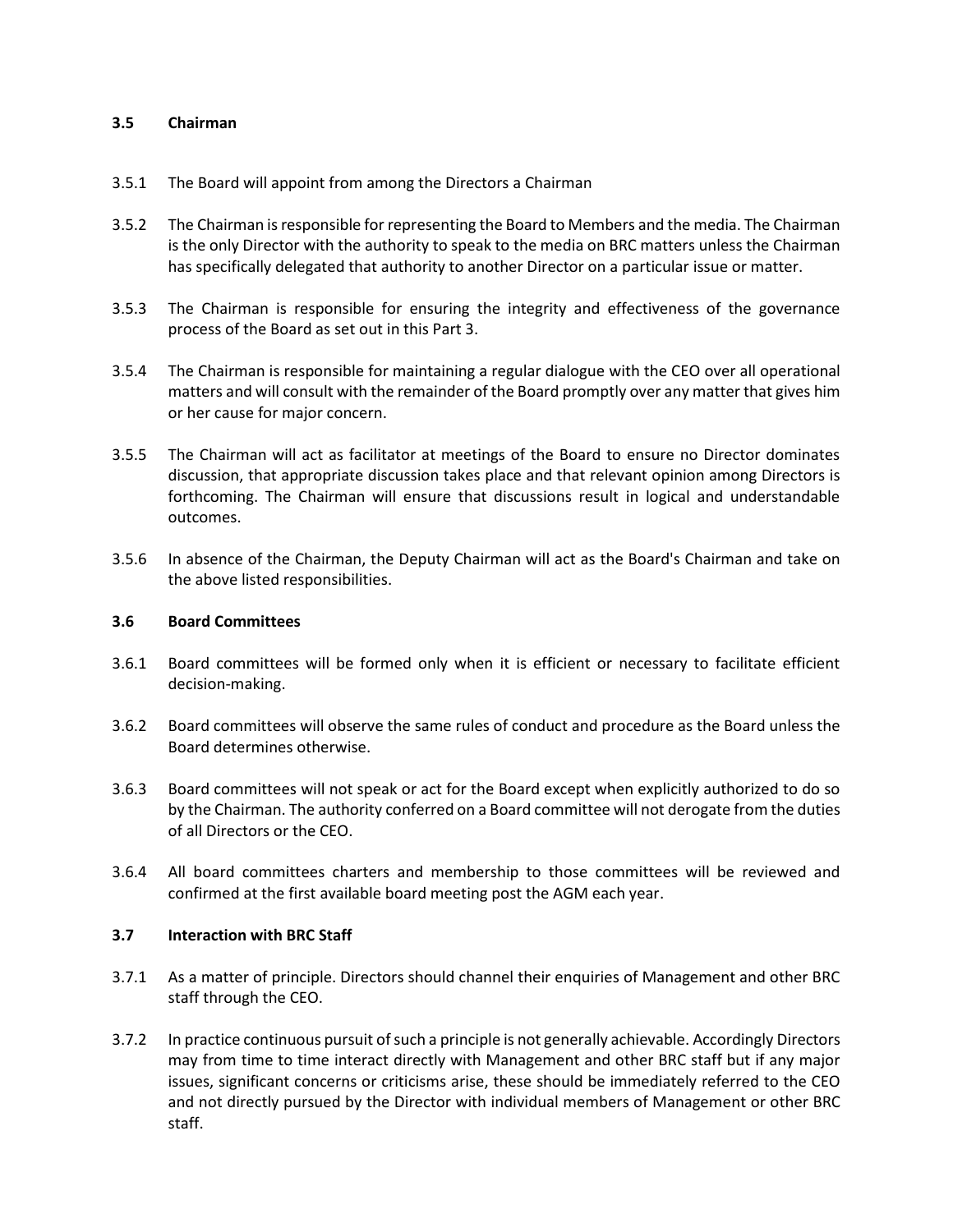### 3.5 Chairman

3.5.1 The Board will appoint from among the Directors a Chairman

3.5.2 The Chairman is responsible for representing the Board to Members and the media. The Chairman is the only Director with the authority to speak to the media on BRC matters unless the Chairman has specifically delegated that authority to another Director on a particular issue or matter.

3.5.3 The Chairman is responsible for ensuring the integrity and effectiveness of the governance process of the Board as set out in this Part 3.

3.5.4 The Chairman is responsible for maintaining a regular dialogue with the CEO over all operational matters and will consult with the remainder of the Board promptly over any matter that gives him or her cause for major concern.

3.5.5 The Chairman will act as facilitator at meetings of the Board to ensure no Director dominates discussion, that appropriate discussion takes place and that relevant opinion among Directors is forthcoming. The Chairman will ensure that discussions result in logical and understandable outcomes.

3.5.6 In absence of the Chairman, the Deputy Chairman will act as the Board's Chairman and take on the above listed responsibilities.

### 3.6 Board Committees

3.6.1 Board committees will be formed only when it is efficient or necessary to facilitate efficient decision-making.

3.6.2 Board committees will observe the same rules of conduct and procedure as the Board unless the Board determines otherwise.

3.6.3 Board committees will not speak or act for the Board except when explicitly authorized to do so by the Chairman. The authority conferred on a Board committee will not derogate from the duties of all Directors or the CEO.

3.6.4 All board committees charters and membership to those committees will be reviewed and confirmed at the first available board meeting post the AGM each year.

### 3.7 Interaction with BRC Staff

3.7.1 As a matter of principle. Directors should channel their enquiries of Management and other BRC staff through the CEO.

3.7.2 In practice continuous pursuit of such a principle is not generally achievable. Accordingly Directors may from time to time interact directly with Management and other BRC staff but if any major issues, significant concerns or criticisms arise, these should be immediately referred to the CEO and not directly pursued by the Director with individual members of Management or other BRC staff.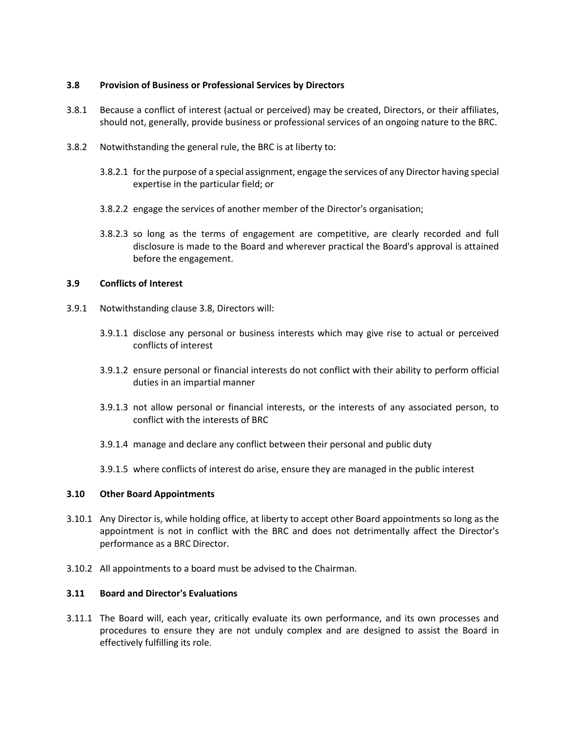### 3.8 Provision of Business or Professional Services by Directors

3.8.1 Because a conflict of interest (actual or perceived) may be created, Directors, or their affiliates, should not, generally, provide business or professional services of an ongoing nature to the BRC.

3.8.2 Notwithstanding the general rule, the BRC is at liberty to:

3.8.2.1 for the purpose of a special assignment, engage the services of any Director having special expertise in the particular field; or

3.8.2.2 engage the services of another member of the Director's organisation;

3.8.2.3 so long as the terms of engagement are competitive, are clearly recorded and full disclosure is made to the Board and wherever practical the Board's approval is attained before the engagement.

### 3.9 Conflicts of Interest

3.9.1 Notwithstanding clause 3.8, Directors will:

3.9.1.1 disclose any personal or business interests which may give rise to actual or perceived conflicts of interest

3.9.1.2 ensure personal or financial interests do not conflict with their ability to perform official duties in an impartial manner

3.9.1.3 not allow personal or financial interests, or the interests of any associated person, to conflict with the interests of BRC

3.9.1.4 manage and declare any conflict between their personal and public duty

3.9.1.5 where conflicts of interest do arise, ensure they are managed in the public interest

### 3.10 Other Board Appointments

3.10.1 Any Director is, while holding office, at liberty to accept other Board appointments so long as the appointment is not in conflict with the BRC and does not detrimentally affect the Director's performance as a BRC Director.

3.10.2 All appointments to a board must be advised to the Chairman.

### 3.11 Board and Director's Evaluations

3.11.1 The Board will, each year, critically evaluate its own performance, and its own processes and procedures to ensure they are not unduly complex and are designed to assist the Board in effectively fulfilling its role.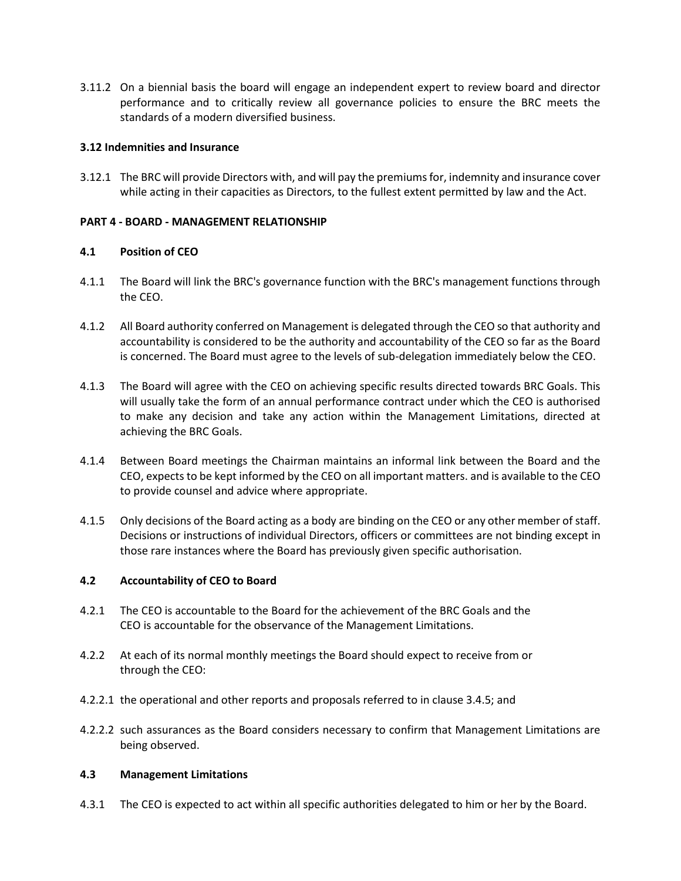3.11.2 On a biennial basis the board will engage an independent expert to review board and director performance and to critically review all governance policies to ensure the BRC meets the standards of a modern diversified business.

**3.12 Indemnities and Insurance**

3.12.1 The BRC will provide Directors with, and will pay the premiums for, indemnity and insurance cover while acting in their capacities as Directors, to the fullest extent permitted by law and the Act.

**PART 4 - BOARD - MANAGEMENT RELATIONSHIP**

**4.1 Position of CEO**

4.1.1 The Board will link the BRC's governance function with the BRC's management functions through the CEO.

4.1.2 All Board authority conferred on Management is delegated through the CEO so that authority and accountability is considered to be the authority and accountability of the CEO so far as the Board is concerned. The Board must agree to the levels of sub-delegation immediately below the CEO.

4.1.3 The Board will agree with the CEO on achieving specific results directed towards BRC Goals. This will usually take the form of an annual performance contract under which the CEO is authorised to make any decision and take any action within the Management Limitations, directed at achieving the BRC Goals.

4.1.4 Between Board meetings the Chairman maintains an informal link between the Board and the CEO, expects to be kept informed by the CEO on all important matters. and is available to the CEO to provide counsel and advice where appropriate.

4.1.5 Only decisions of the Board acting as a body are binding on the CEO or any other member of staff. Decisions or instructions of individual Directors, officers or committees are not binding except in those rare instances where the Board has previously given specific authorisation.

**4.2 Accountability of CEO to Board**

4.2.1 The CEO is accountable to the Board for the achievement of the BRC Goals and the CEO is accountable for the observance of the Management Limitations.

4.2.2 At each of its normal monthly meetings the Board should expect to receive from or through the CEO:

4.2.2.1 the operational and other reports and proposals referred to in clause 3.4.5; and

4.2.2.2 such assurances as the Board considers necessary to confirm that Management Limitations are being observed.

**4.3 Management Limitations**

4.3.1 The CEO is expected to act within all specific authorities delegated to him or her by the Board.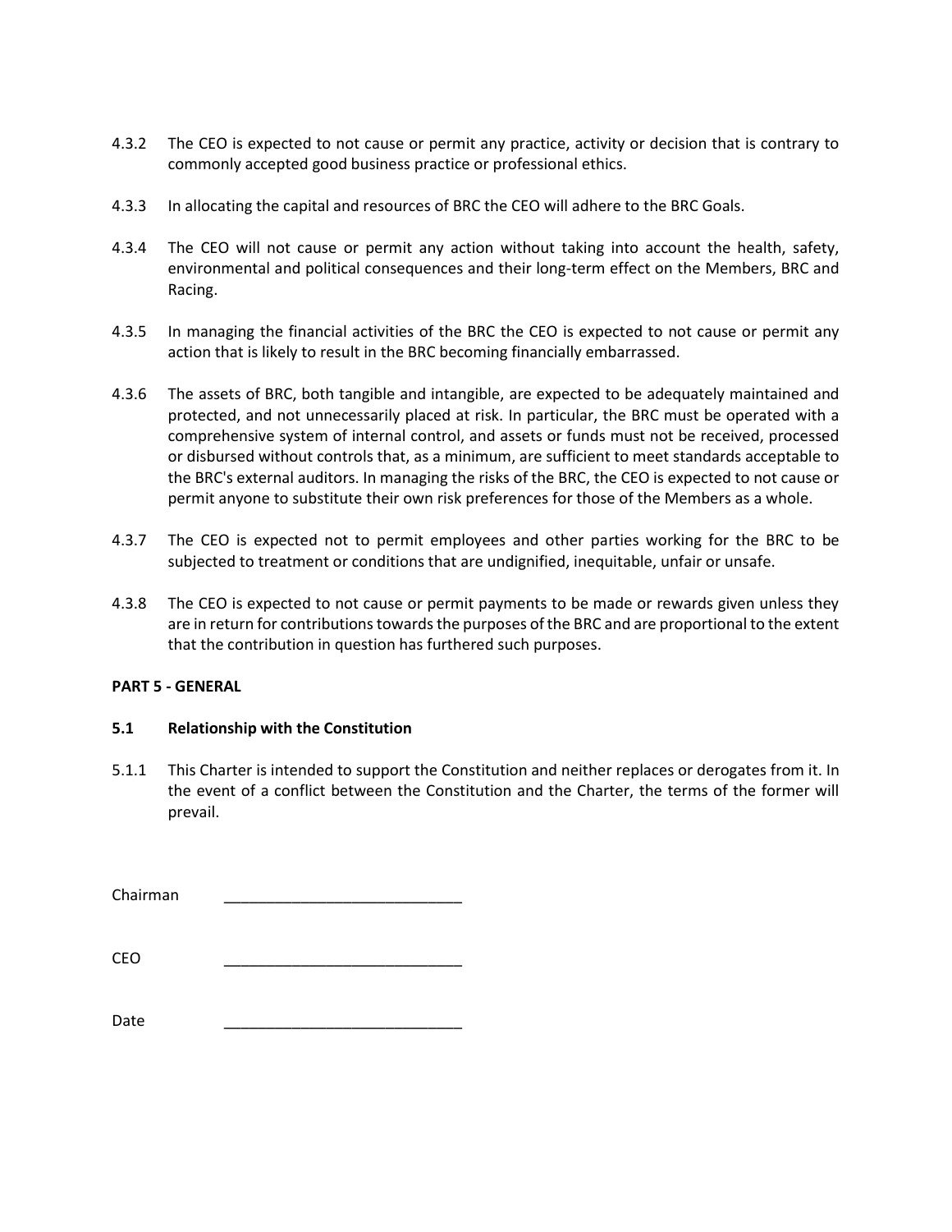4.3.2 The CEO is expected to not cause or permit any practice, activity or decision that is contrary to commonly accepted good business practice or professional ethics.

4.3.3 In allocating the capital and resources of BRC the CEO will adhere to the BRC Goals.

4.3.4 The CEO will not cause or permit any action without taking into account the health, safety, environmental and political consequences and their long-term effect on the Members, BRC and Racing.

4.3.5 In managing the financial activities of the BRC the CEO is expected to not cause or permit any action that is likely to result in the BRC becoming financially embarrassed.

4.3.6 The assets of BRC, both tangible and intangible, are expected to be adequately maintained and protected, and not unnecessarily placed at risk. In particular, the BRC must be operated with a comprehensive system of internal control, and assets or funds must not be received, processed or disbursed without controls that, as a minimum, are sufficient to meet standards acceptable to the BRC's external auditors. In managing the risks of the BRC, the CEO is expected to not cause or permit anyone to substitute their own risk preferences for those of the Members as a whole.

4.3.7 The CEO is expected not to permit employees and other parties working for the BRC to be subjected to treatment or conditions that are undignified, inequitable, unfair or unsafe.

4.3.8 The CEO is expected to not cause or permit payments to be made or rewards given unless they are in return for contributions towards the purposes of the BRC and are proportional to the extent that the contribution in question has furthered such purposes.

**PART 5 - GENERAL**

**5.1 Relationship with the Constitution**

5.1.1 This Charter is intended to support the Constitution and neither replaces or derogates from it. In the event of a conflict between the Constitution and the Charter, the terms of the former will prevail.

Chairman ____________________________

CEO ____________________________

Date ____________________________